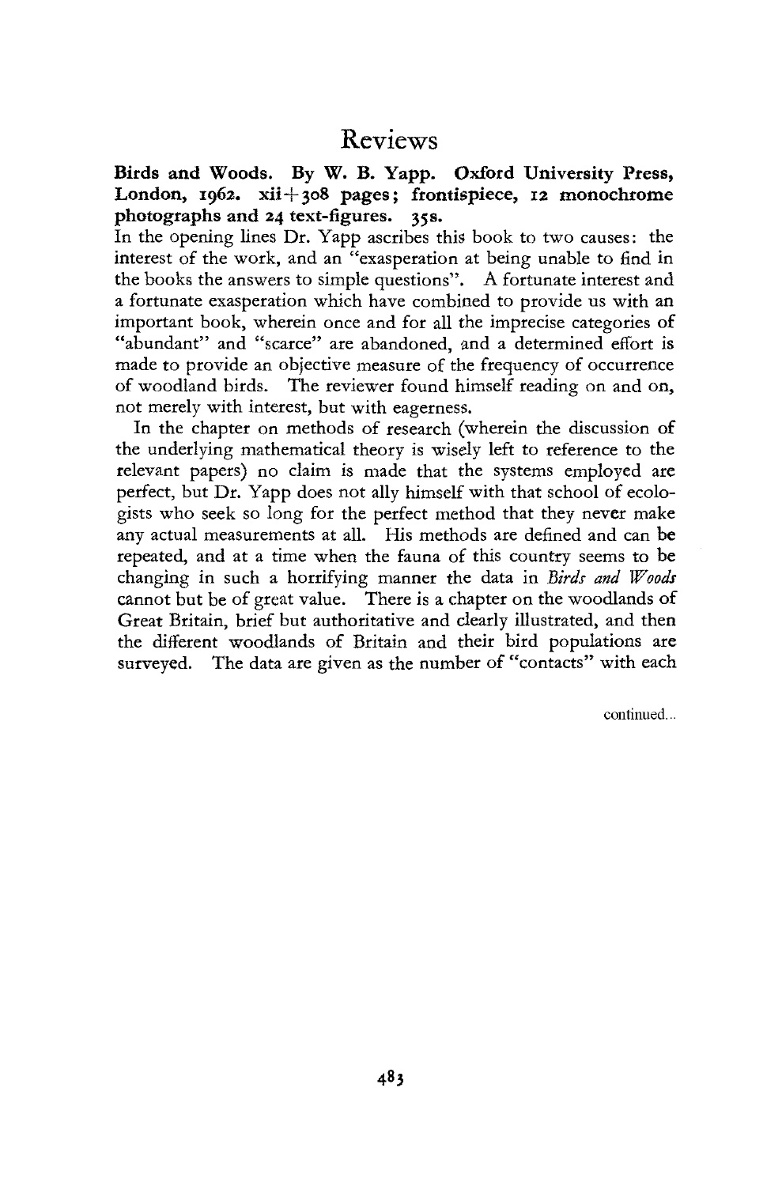# Reviews

**Birds and Woods. By W. B. Yapp. Oxford University Press, London, 1962. xii+308 pages; frontispiece, 12 monochrome photographs and 24 text-figures. 35s.**

In the opening lines Dr. Yapp ascribes this book to two causes: the interest of the work, and an "exasperation at being unable to find in the books the answers to simple questions". A fortunate interest and a fortunate exasperation which have combined to provide us with an important book, wherein once and for all the imprecise categories of "abundant" and "scarce" are abandoned, and a determined effort is made to provide an objective measure of the frequency of occurrence of woodland birds. The reviewer found himself reading on and on, not merely with interest, but with eagerness.

In the chapter on methods of research (wherein the discussion of the underlying mathematical theory is wisely left to reference to the relevant papers) no claim is made that the systems employed are perfect, but Dr. Yapp does not ally himself with that school of ecologists who seek so long for the perfect method that they never make any actual measurements at all. His methods are defined and can be repeated, and at a time when the fauna of this country seems to be changing in such a horrifying manner the data in *Birds and Woods* cannot but be of great value. There is a chapter on the woodlands of Great Britain, brief but authoritative and clearly illustrated, and then the different woodlands of Britain and their bird populations are surveyed. The data are given as the number of "contacts" with each

continued...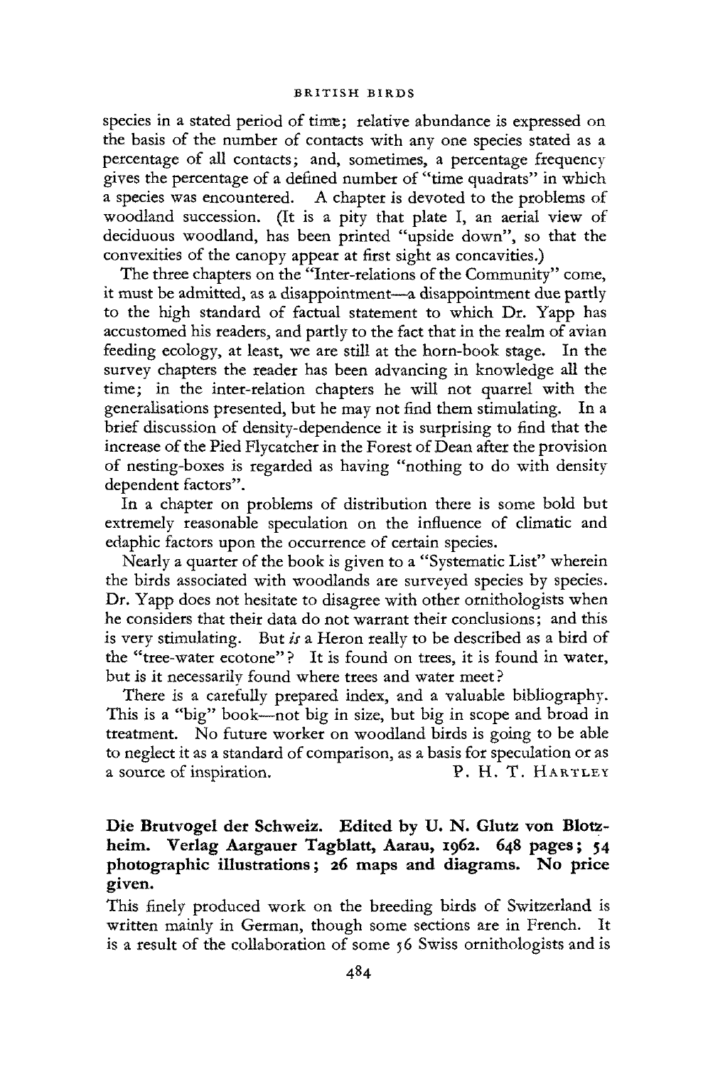species in a stated period of time; relative abundance is expressed on the basis of the number of contacts with any one species stated as a percentage of all contacts; and, sometimes, a percentage frequency gives the percentage of a defined number of "time quadrats" in which a species was encountered. A chapter is devoted to the problems of woodland succession. (It is a pity that plate I, an aerial view of deciduous woodland, has been printed "upside down", so that the convexities of the canopy appear at first sight as concavities.)

The three chapters on the "Inter-relations of the Community" come, it must be admitted, as a disappointment—a disappointment due partly to the high standard of factual statement to which Dr. Yapp has accustomed his readers, and partly to the fact that in the realm of avian feeding ecology, at least, we are still at the horn-book stage. In the survey chapters the reader has been advancing in knowledge all the time; in the inter-relation chapters he will not quarrel with the generalisations presented, but he may not find them stimulating. In a brief discussion of density-dependence it is surprising to find that the increase of the Pied Flycatcher in the Forest of Dean after the provision of nesting-boxes is regarded as having "nothing to do with density dependent factors".

In a chapter on problems of distribution there is some bold but extremely reasonable speculation on the influence of climatic and edaphic factors upon the occurrence of certain species.

Nearly a quarter of the book is given to a "Systematic List" wherein the birds associated with woodlands are surveyed species by species. Dr. Yapp does not hesitate to disagree with other ornithologists when he considers that their data do not warrant their conclusions; and this is very stimulating. But *is* a Heron really to be described as a bird of the "tree-water ecotone"? It is found on trees, it is found in water, but is it necessarily found where trees and water meet?

There is a carefully prepared index, and a valuable bibliography. This is a "big" book—not big in size, but big in scope and broad in treatment. No future worker on woodland birds is going to be able to neglect it as a standard of comparison, as a basis for speculation or as a source of inspiration.

P. H. T. HARTLEY

**Die Brutvogel der Schweiz. Edited by U. N. Glutz von Blotzheim. Verlag Aargauer Tagblatt, Aarau, 1962. 648 pages; 54 photographic illustrations; 26 maps and diagrams. No price given.**

This finely produced work on the breeding birds of Switzerland is written mainly in German, though some sections are in French. It is a result of the collaboration of some 56 Swiss ornithologists and is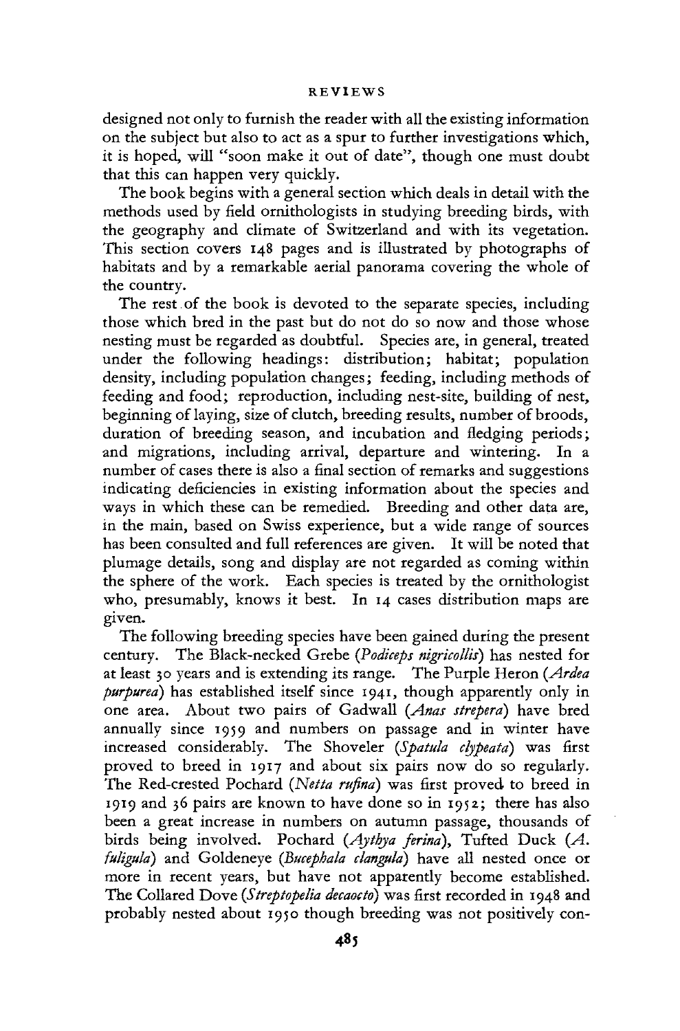designed not only to furnish the reader with all the existing information on the subject but also to act as a spur to further investigations which, it is hoped, will "soon make it out of date", though one must doubt that this can happen very quickly.

The book begins with a general section which deals in detail with the methods used by field ornithologists in studying breeding birds, with the geography and climate of Switzerland and with its vegetation. This section covers 148 pages and is illustrated by photographs of habitats and by a remarkable aerial panorama covering the whole of the country.

The rest of the book is devoted to the separate species, including those which bred in the past but do not do so now and those whose nesting must be regarded as doubtful. Species are, in general, treated under the following headings: distribution; habitat; population density, including population changes; feeding, including methods of feeding and food; reproduction, including nest-site, building of nest, beginning of laying, size of clutch, breeding results, number of broods, duration of breeding season, and incubation and fledging periods; and migrations, including arrival, departure and wintering. In a number of cases there is also a final section of remarks and suggestions indicating deficiencies in existing information about the species and ways in which these can be remedied. Breeding and other data are, in the main, based on Swiss experience, but a wide range of sources has been consulted and full references are given. It will be noted that plumage details, song and display are not regarded as coming within the sphere of the work. Each species is treated by the ornithologist who, presumably, knows it best. In 14 cases distribution maps are given.

The following breeding species have been gained during the present century. The Black-necked Grebe (*Podiceps nigricollis*) has nested for at least 30 years and is extending its range. The Purple Heron (*Ardea purpurea*) has established itself since 1941, though apparently only in one area. About two pairs of Gadwall (*Anas strepera*) have bred annually since 1959 and numbers on passage and in winter have increased considerably. The Shoveler (*Spatula clypeata*) was first proved to breed in 1917 and about six pairs now do so regularly. The Red-crested Pochard (*Netta rufina*) was first proved to breed in 1919 and 36 pairs are known to have done so in 1952; there has also been a great increase in numbers on autumn passage, thousands of birds being involved. Pochard (*Aythya ferina*), Tufted Duck (*A. fuligula*) and Goldeneye (*Bucephala clangula*) have all nested once or more in recent years, but have not apparently become established. The Collared Dove (*Streptopelia decaocto*) was first recorded in 1948 and probably nested about 1950 though breeding was not positively con-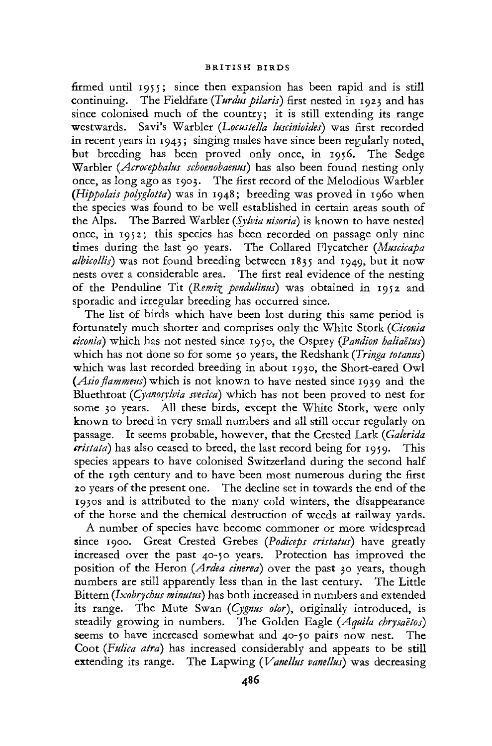firmed until 1955; since then expansion has been rapid and is still continuing. The Fieldfare (*Turdus pilaris*) first nested in 1923 and has since colonised much of the country; it is still extending its range westwards. Savi's Warbler (*Locustella luscinioides*) was first recorded in recent years in 1943; singing males have since been regularly noted, but breeding has been proved only once, in 1956. The Sedge Warbler (*Acrocephalus schoenobaenus*) has also been found nesting only once, as long ago as 1903. The first record of the Melodious Warbler (*Hippolais polyglotta*) was in 1948; breeding was proved in 1960 when the species was found to be well established in certain areas south of the Alps. The Barred Warbler (*Sylvia nisoria*) is known to have nested once, in 1952; this species has been recorded on passage only nine times during the last 90 years. The Collared Flycatcher (*Muscicapa albicollis*) was not found breeding between 1835 and 1949, but it now nests over a considerable area. The first real evidence of the nesting of the Penduline Tit (*Remiz pendulinus*) was obtained in 1952 and sporadic and irregular breeding has occurred since.

The list of birds which have been lost during this same period is fortunately much shorter and comprises only the White Stork (*Ciconia ciconia*) which has not nested since 1950, the Osprey (*Pandion haliaëtus*) which has not done so for some 50 years, the Redshank (*Tringa totanus*) which was last recorded breeding in about 1930, the Short-eared Owl (*Asio flammeus*) which is not known to have nested since 1939 and the Bluethroat (*Cyanosylvia svecica*) which has not been proved to nest for some 30 years. All these birds, except the White Stork, were only known to breed in very small numbers and all still occur regularly on passage. It seems probable, however, that the Crested Lark (*Galerida cristata*) has also ceased to breed, the last record being for 1959. This species appears to have colonised Switzerland during the second half of the 19th century and to have been most numerous during the first 20 years of the present one. The decline set in towards the end of the 1930s and is attributed to the many cold winters, the disappearance of the horse and the chemical destruction of weeds at railway yards.

A number of species have become commoner or more widespread since 1900. Great Crested Grebes (*Podiceps cristatus*) have greatly increased over the past 40-50 years. Protection has improved the position of the Heron (*Ardea cinerea*) over the past 30 years, though numbers are still apparently less than in the last century. The Little Bittern (*Ixobrychus minutus*) has both increased in numbers and extended its range. The Mute Swan (*Cygnus olor*), originally introduced, is steadily growing in numbers. The Golden Eagle (*Aquila chrysaëtos*) seems to have increased somewhat and 40-50 pairs now nest. The Coot (*Fulica atra*) has increased considerably and appears to be still extending its range. The Lapwing (*Vanellus vanellus*) was decreasing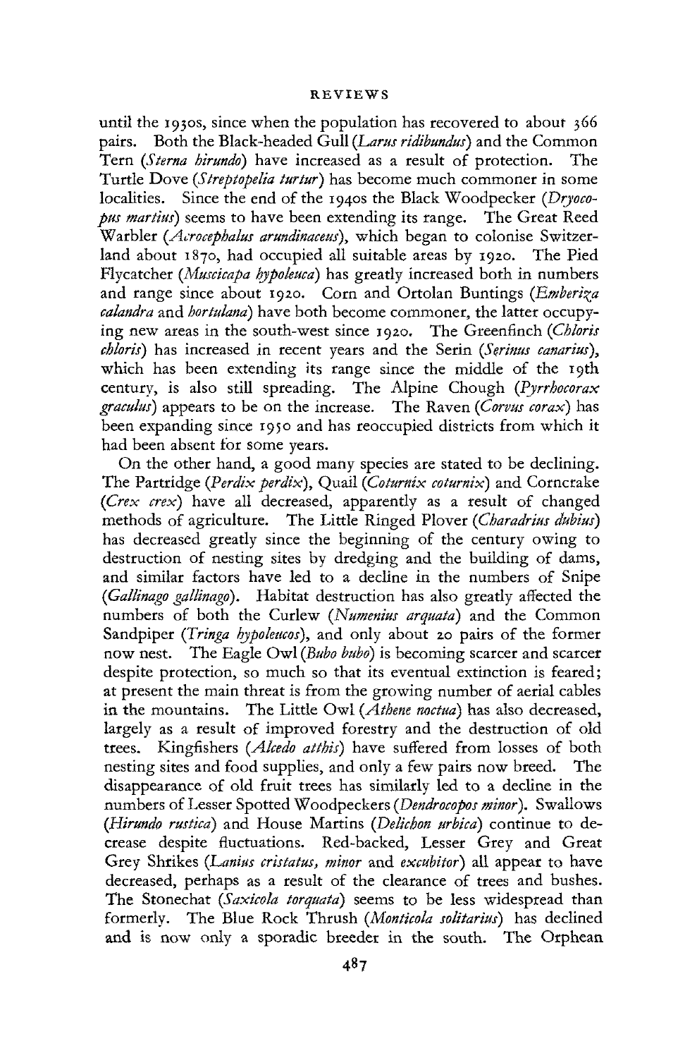until the 1930s, since when the population has recovered to about 366 pairs. Both the Black-headed Gull (*Larus ridibundus*) and the Common Tern (*Sterna hirundo*) have increased as a result of protection. The Turtle Dove (*Streptopelia turtur*) has become much commoner in some localities. Since the end of the 1940s the Black Woodpecker (*Dryocopus martius*) seems to have been extending its range. The Great Reed Warbler (*Acrocephalus arundinaceus*), which began to colonise Switzerland about 1870, had occupied all suitable areas by 1920. The Pied Flycatcher (*Muscicapa hypoleuca*) has greatly increased both in numbers and range since about 1920. Corn and Ortolan Buntings (*Emberiza calandra* and *hortulana*) have both become commoner, the latter occupying new areas in the south-west since 1920. The Greenfinch (*Chloris chloris*) has increased in recent years and the Serin (*Serinus canarius*), which has been extending its range since the middle of the 19th century, is also still spreading. The Alpine Chough (*Pyrrhocorax graculus*) appears to be on the increase. The Raven (*Corvus corax*) has been expanding since 1950 and has reoccupied districts from which it had been absent for some years.

On the other hand, a good many species are stated to be declining. The Partridge (*Perdix perdix*), Quail (*Coturnix coturnix*) and Corncrake (*Crex crex*) have all decreased, apparently as a result of changed methods of agriculture. The Little Ringed Plover (*Charadrius dubius*) has decreased greatly since the beginning of the century owing to destruction of nesting sites by dredging and the building of dams, and similar factors have led to a decline in the numbers of Snipe (*Gallinago gallinago*). Habitat destruction has also greatly affected the numbers of both the Curlew (*Numenius arquata*) and the Common Sandpiper (*Tringa hypoleucos*), and only about 20 pairs of the former now nest. The Eagle Owl (*Bubo bubo*) is becoming scarcer and scarcer despite protection, so much so that its eventual extinction is feared; at present the main threat is from the growing number of aerial cables in the mountains. The Little Owl (*Athene noctua*) has also decreased, largely as a result of improved forestry and the destruction of old trees. Kingfishers (*Alcedo atthis*) have suffered from losses of both nesting sites and food supplies, and only a few pairs now breed. The disappearance of old fruit trees has similarly led to a decline in the numbers of Lesser Spotted Woodpeckers (*Dendrocopos minor*). Swallows (*Hirundo rustica*) and House Martins (*Delichon urbica*) continue to decrease despite fluctuations. Red-backed, Lesser Grey and Great Grey Shrikes (*Lanius cristatus, minor* and *excubitor*) all appear to have decreased, perhaps as a result of the clearance of trees and bushes. The Stonechat (*Saxicola torquata*) seems to be less widespread than formerly. The Blue Rock Thrush (*Monticola solitarius*) has declined and is now only a sporadic breeder in the south. The Orphean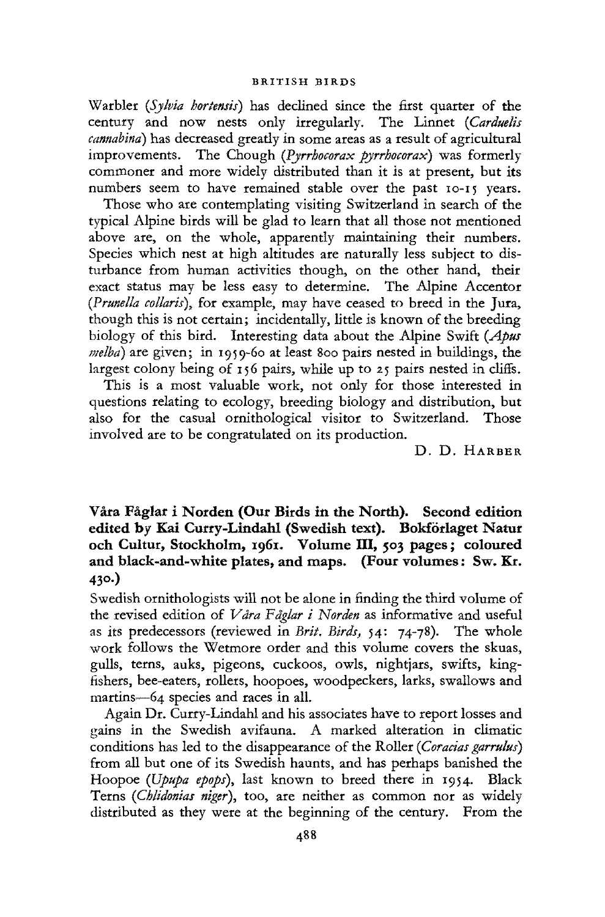Warbler (*Sylvia hortensis*) has declined since the first quarter of the century and now nests only irregularly. The Linnet (*Carduelis cannabina*) has decreased greatly in some areas as a result of agricultural improvements. The Chough (*Pyrrhocorax pyrrhocorax*) was formerly commoner and more widely distributed than it is at present, but its numbers seem to have remained stable over the past 10-15 years.

Those who are contemplating visiting Switzerland in search of the typical Alpine birds will be glad to learn that all those not mentioned above are, on the whole, apparently maintaining their numbers. Species which nest at high altitudes are naturally less subject to disturbance from human activities though, on the other hand, their exact status may be less easy to determine. The Alpine Accentor (*Prunella collaris*), for example, may have ceased to breed in the Jura, though this is not certain; incidentally, little is known of the breeding biology of this bird. Interesting data about the Alpine Swift (*Apus melba*) are given; in 1959-60 at least 800 pairs nested in buildings, the largest colony being of 156 pairs, while up to 25 pairs nested in cliffs.

This is a most valuable work, not only for those interested in questions relating to ecology, breeding biology and distribution, but also for the casual ornithological visitor to Switzerland. Those involved are to be congratulated on its production.

D. D. HARBER

**Våra Fåglar i Norden (Our Birds in the North). Second edition edited by Kai Curry-Lindahl (Swedish text). Bokförlaget Natur och Cultur, Stockholm, 1961. Volume III, 503 pages; coloured and black-and-white plates, and maps. (Four volumes: Sw. Kr. 430.)**

Swedish ornithologists will not be alone in finding the third volume of the revised edition of *Våra Fåglar i Norden* as informative and useful as its predecessors (reviewed in *Brit. Birds*, 54: 74-78). The whole work follows the Wetmore order and this volume covers the skuas, gulls, terns, auks, pigeons, cuckoos, owls, nightjars, swifts, kingfishers, bee-eaters, rollers, hoopoes, woodpeckers, larks, swallows and martins—64 species and races in all.

Again Dr. Curry-Lindahl and his associates have to report losses and gains in the Swedish avifauna. A marked alteration in climatic conditions has led to the disappearance of the Roller (*Coracias garrulus*) from all but one of its Swedish haunts, and has perhaps banished the Hoopoe (*Upupa epops*), last known to breed there in 1954. Black Terns (*Chlidonias niger*), too, are neither as common nor as widely distributed as they were at the beginning of the century. From the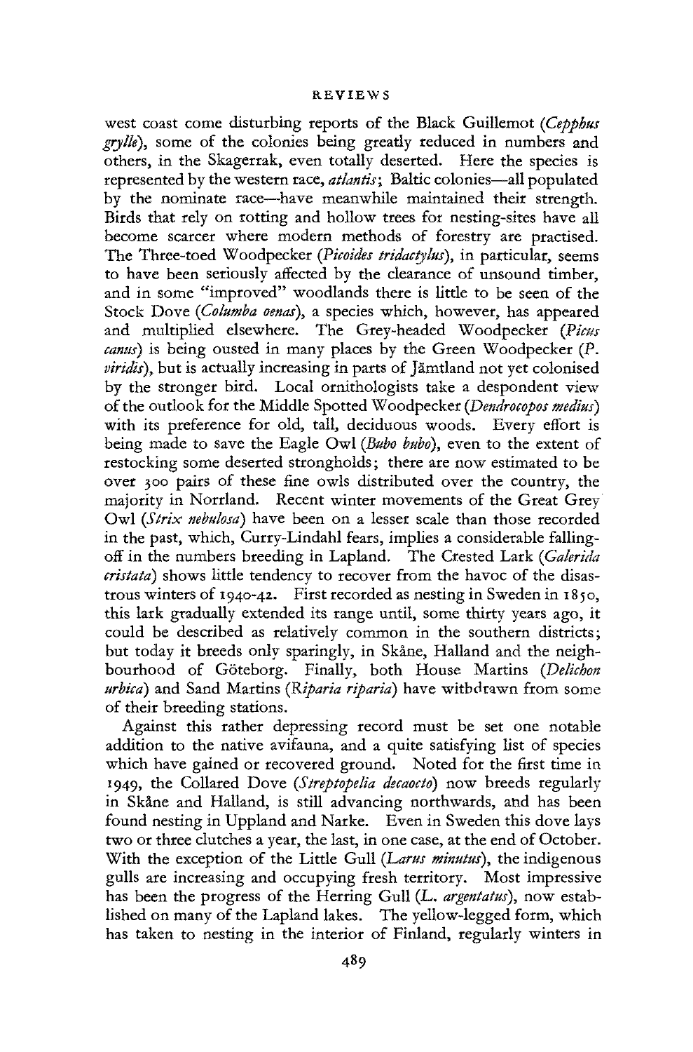west coast come disturbing reports of the Black Guillemot (*Cepphus grylle*), some of the colonies being greatly reduced in numbers and others, in the Skagerrak, even totally deserted. Here the species is represented by the western race, *atlantis*; Baltic colonies—all populated by the nominate race—have meanwhile maintained their strength. Birds that rely on rotting and hollow trees for nesting-sites have all become scarcer where modern methods of forestry are practised. The Three-toed Woodpecker (*Picoides tridactylus*), in particular, seems to have been seriously affected by the clearance of unsound timber, and in some "improved" woodlands there is little to be seen of the Stock Dove (*Columba oenas*), a species which, however, has appeared and multiplied elsewhere. The Grey-headed Woodpecker (*Picus canus*) is being ousted in many places by the Green Woodpecker (*P. viridis*), but is actually increasing in parts of Jämtland not yet colonised by the stronger bird. Local ornithologists take a despondent view of the outlook for the Middle Spotted Woodpecker (*Dendrocopos medius*) with its preference for old, tall, deciduous woods. Every effort is being made to save the Eagle Owl (*Bubo bubo*), even to the extent of restocking some deserted strongholds; there are now estimated to be over 300 pairs of these fine owls distributed over the country, the majority in Norrland. Recent winter movements of the Great Grey Owl (*Strix nebulosa*) have been on a lesser scale than those recorded in the past, which, Curry-Lindahl fears, implies a considerable falling-off in the numbers breeding in Lapland. The Crested Lark (*Galerida cristata*) shows little tendency to recover from the havoc of the disastrous winters of 1940-42. First recorded as nesting in Sweden in 1850, this lark gradually extended its range until, some thirty years ago, it could be described as relatively common in the southern districts; but today it breeds only sparingly, in Skåne, Halland and the neighbourhood of Göteborg. Finally, both House Martins (*Delichon urbica*) and Sand Martins (*Riparia riparia*) have withdrawn from some of their breeding stations.

Against this rather depressing record must be set one notable addition to the native avifauna, and a quite satisfying list of species which have gained or recovered ground. Noted for the first time in 1949, the Collared Dove (*Streptopelia decaocto*) now breeds regularly in Skåne and Halland, is still advancing northwards, and has been found nesting in Uppland and Narke. Even in Sweden this dove lays two or three clutches a year, the last, in one case, at the end of October. With the exception of the Little Gull (*Larus minutus*), the indigenous gulls are increasing and occupying fresh territory. Most impressive has been the progress of the Herring Gull (*L. argentatus*), now established on many of the Lapland lakes. The yellow-legged form, which has taken to nesting in the interior of Finland, regularly winters in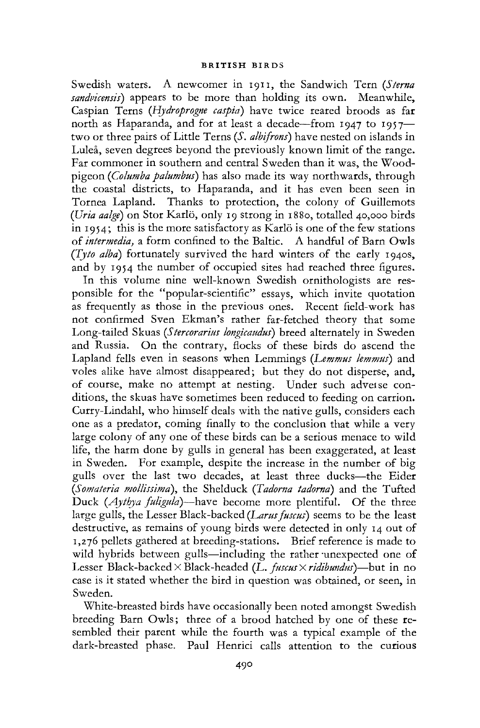Swedish waters. A newcomer in 1911, the Sandwich Tern (*Sterna sandvicensis*) appears to be more than holding its own. Meanwhile, Caspian Terns (*Hydroprogne caspia*) have twice reared broods as far north as Haparanda, and for at least a decade—from 1947 to 1957—two or three pairs of Little Terns (*S. albifrons*) have nested on islands in Luleå, seven degrees beyond the previously known limit of the range. Far commoner in southern and central Sweden than it was, the Wood-pigeon (*Columba palumbus*) has also made its way northwards, through the coastal districts, to Haparanda, and it has even been seen in Tornea Lapland. Thanks to protection, the colony of Guillemots (*Uria aalge*) on Stor Karlö, only 19 strong in 1880, totalled 40,000 birds in 1954; this is the more satisfactory as Karlö is one of the few stations of *intermedia,* a form confined to the Baltic. A handful of Barn Owls (*Tyto alba*) fortunately survived the hard winters of the early 1940s, and by 1954 the number of occupied sites had reached three figures.

In this volume nine well-known Swedish ornithologists are responsible for the "popular-scientific" essays, which invite quotation as frequently as those in the previous ones. Recent field-work has not confirmed Sven Ekman's rather far-fetched theory that some Long-tailed Skuas (*Stercorarius longicaudus*) breed alternately in Sweden and Russia. On the contrary, flocks of these birds do ascend the Lapland fells even in seasons when Lemmings (*Lemmus lemmus*) and voles alike have almost disappeared; but they do not disperse, and, of course, make no attempt at nesting. Under such adverse conditions, the skuas have sometimes been reduced to feeding on carrion. Curry-Lindahl, who himself deals with the native gulls, considers each one as a predator, coming finally to the conclusion that while a very large colony of any one of these birds can be a serious menace to wild life, the harm done by gulls in general has been exaggerated, at least in Sweden. For example, despite the increase in the number of big gulls over the last two decades, at least three ducks—the Eider (*Somateria mollissima*), the Shelduck (*Tadorna tadorna*) and the Tufted Duck (*Aythya fuligula*)—have become more plentiful. Of the three large gulls, the Lesser Black-backed (*Larus fuscus*) seems to be the least destructive, as remains of young birds were detected in only 14 out of 1,276 pellets gathered at breeding-stations. Brief reference is made to wild hybrids between gulls—including the rather unexpected one of Lesser Black-backed × Black-headed (*L. fuscus* × *ridibundus*)—but in no case is it stated whether the bird in question was obtained, or seen, in Sweden.

White-breasted birds have occasionally been noted amongst Swedish breeding Barn Owls; three of a brood hatched by one of these resembled their parent while the fourth was a typical example of the dark-breasted phase. Paul Henrici calls attention to the curious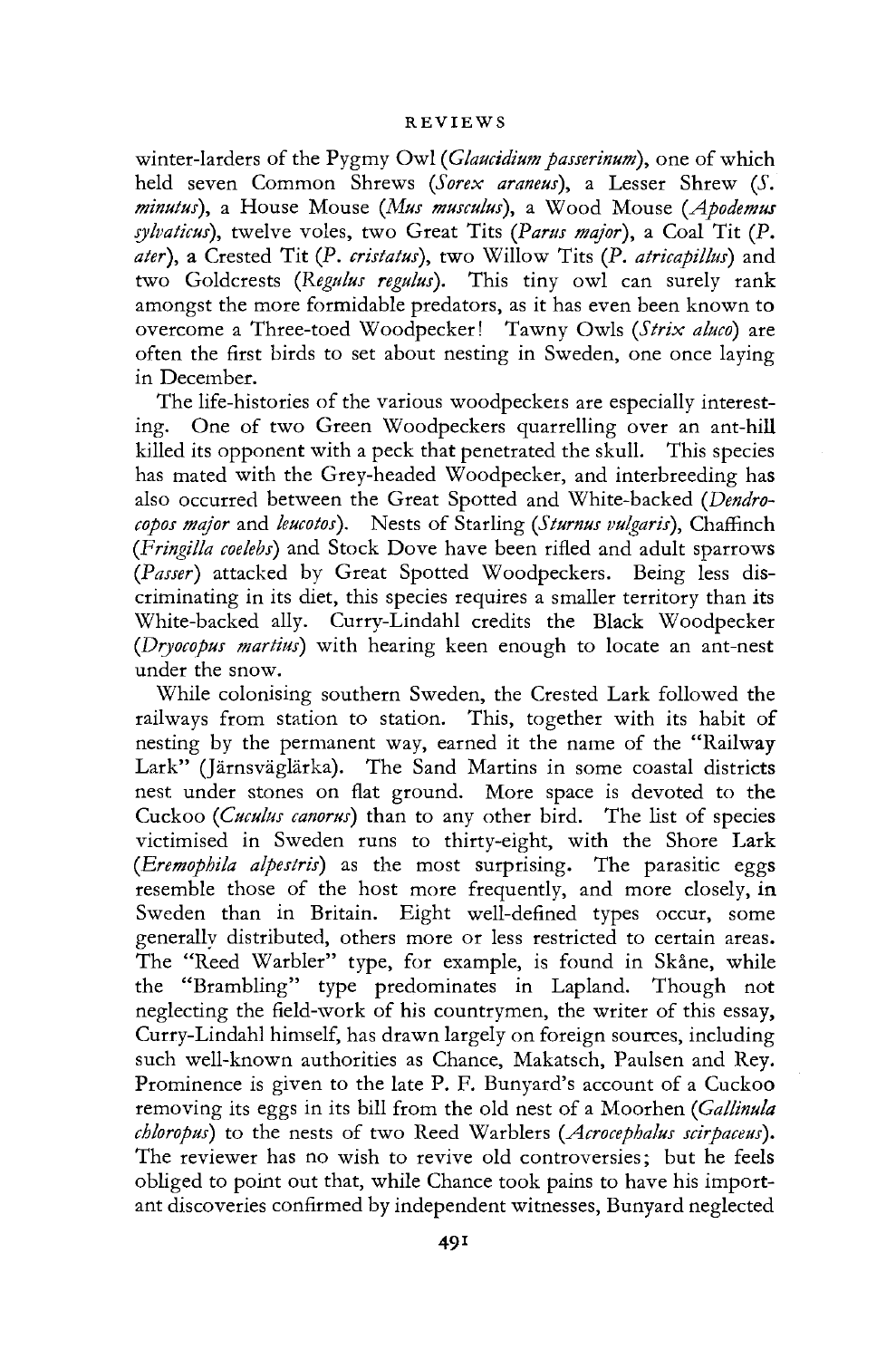winter-larders of the Pygmy Owl (*Glaucidium passerinum*), one of which held seven Common Shrews (*Sorex araneus*), a Lesser Shrew (*S. minutus*), a House Mouse (*Mus musculus*), a Wood Mouse (*Apodemus sylvaticus*), twelve voles, two Great Tits (*Parus major*), a Coal Tit (*P. ater*), a Crested Tit (*P. cristatus*), two Willow Tits (*P. atricapillus*) and two Goldcrests (*Regulus regulus*). This tiny owl can surely rank amongst the more formidable predators, as it has even been known to overcome a Three-toed Woodpecker! Tawny Owls (*Strix aluco*) are often the first birds to set about nesting in Sweden, one once laying in December.

The life-histories of the various woodpeckers are especially interesting. One of two Green Woodpeckers quarrelling over an ant-hill killed its opponent with a peck that penetrated the skull. This species has mated with the Grey-headed Woodpecker, and interbreeding has also occurred between the Great Spotted and White-backed (*Dendrocopos major* and *leucotos*). Nests of Starling (*Sturnus vulgaris*), Chaffinch (*Fringilla coelebs*) and Stock Dove have been rifled and adult sparrows (*Passer*) attacked by Great Spotted Woodpeckers. Being less discriminating in its diet, this species requires a smaller territory than its White-backed ally. Curry-Lindahl credits the Black Woodpecker (*Dryocopus martius*) with hearing keen enough to locate an ant-nest under the snow.

While colonising southern Sweden, the Crested Lark followed the railways from station to station. This, together with its habit of nesting by the permanent way, earned it the name of the "Railway Lark" (Järnsväglärka). The Sand Martins in some coastal districts nest under stones on flat ground. More space is devoted to the Cuckoo (*Cuculus canorus*) than to any other bird. The list of species victimised in Sweden runs to thirty-eight, with the Shore Lark (*Eremophila alpestris*) as the most surprising. The parasitic eggs resemble those of the host more frequently, and more closely, in Sweden than in Britain. Eight well-defined types occur, some generally distributed, others more or less restricted to certain areas. The "Reed Warbler" type, for example, is found in Skåne, while the "Brambling" type predominates in Lapland. Though not neglecting the field-work of his countrymen, the writer of this essay, Curry-Lindahl himself, has drawn largely on foreign sources, including such well-known authorities as Chance, Makatsch, Paulsen and Rey. Prominence is given to the late P. F. Bunyard's account of a Cuckoo removing its eggs in its bill from the old nest of a Moorhen (*Gallinula chloropus*) to the nests of two Reed Warblers (*Acrocephalus scirpaceus*). The reviewer has no wish to revive old controversies; but he feels obliged to point out that, while Chance took pains to have his important discoveries confirmed by independent witnesses, Bunyard neglected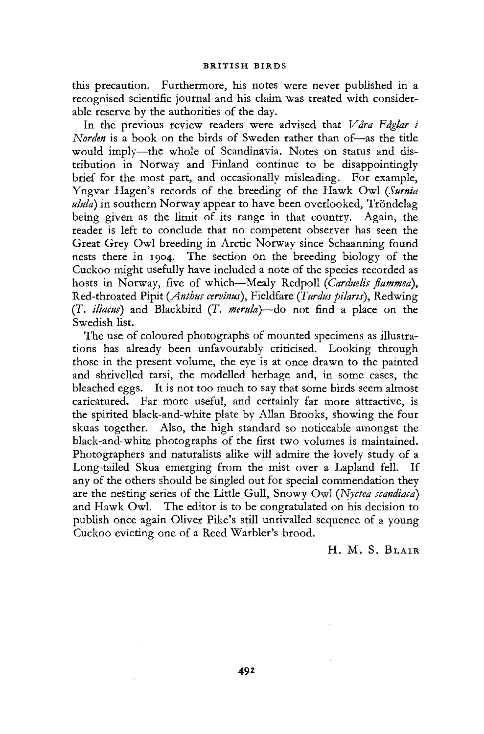this precaution. Furthermore, his notes were never published in a recognised scientific journal and his claim was treated with considerable reserve by the authorities of the day.

In the previous review readers were advised that *Våra Fåglar i Norden* is a book on the birds of Sweden rather than of—as the title would imply—the whole of Scandinavia. Notes on status and distribution in Norway and Finland continue to be disappointingly brief for the most part, and occasionally misleading. For example, Yngvar Hagen's records of the breeding of the Hawk Owl (*Surnia ulula*) in southern Norway appear to have been overlooked, Tröndelag being given as the limit of its range in that country. Again, the reader is left to conclude that no competent observer has seen the Great Grey Owl breeding in Arctic Norway since Schaanning found nests there in 1904. The section on the breeding biology of the Cuckoo might usefully have included a note of the species recorded as hosts in Norway, five of which—Mealy Redpoll (*Carduelis flammea*), Red-throated Pipit (*Anthus cervinus*), Fieldfare (*Turdus pilaris*), Redwing (*T. iliacus*) and Blackbird (*T. merula*)—do not find a place on the Swedish list.

The use of coloured photographs of mounted specimens as illustrations has already been unfavourably criticised. Looking through those in the present volume, the eye is at once drawn to the painted and shrivelled tarsi, the modelled herbage and, in some cases, the bleached eggs. It is not too much to say that some birds seem almost caricatured. Far more useful, and certainly far more attractive, is the spirited black-and-white plate by Allan Brooks, showing the four skuas together. Also, the high standard so noticeable amongst the black-and-white photographs of the first two volumes is maintained. Photographers and naturalists alike will admire the lovely study of a Long-tailed Skua emerging from the mist over a Lapland fell. If any of the others should be singled out for special commendation they are the nesting series of the Little Gull, Snowy Owl (*Nyctea scandiaca*) and Hawk Owl. The editor is to be congratulated on his decision to publish once again Oliver Pike's still unrivalled sequence of a young Cuckoo evicting one of a Reed Warbler's brood.

H. M. S. Blair